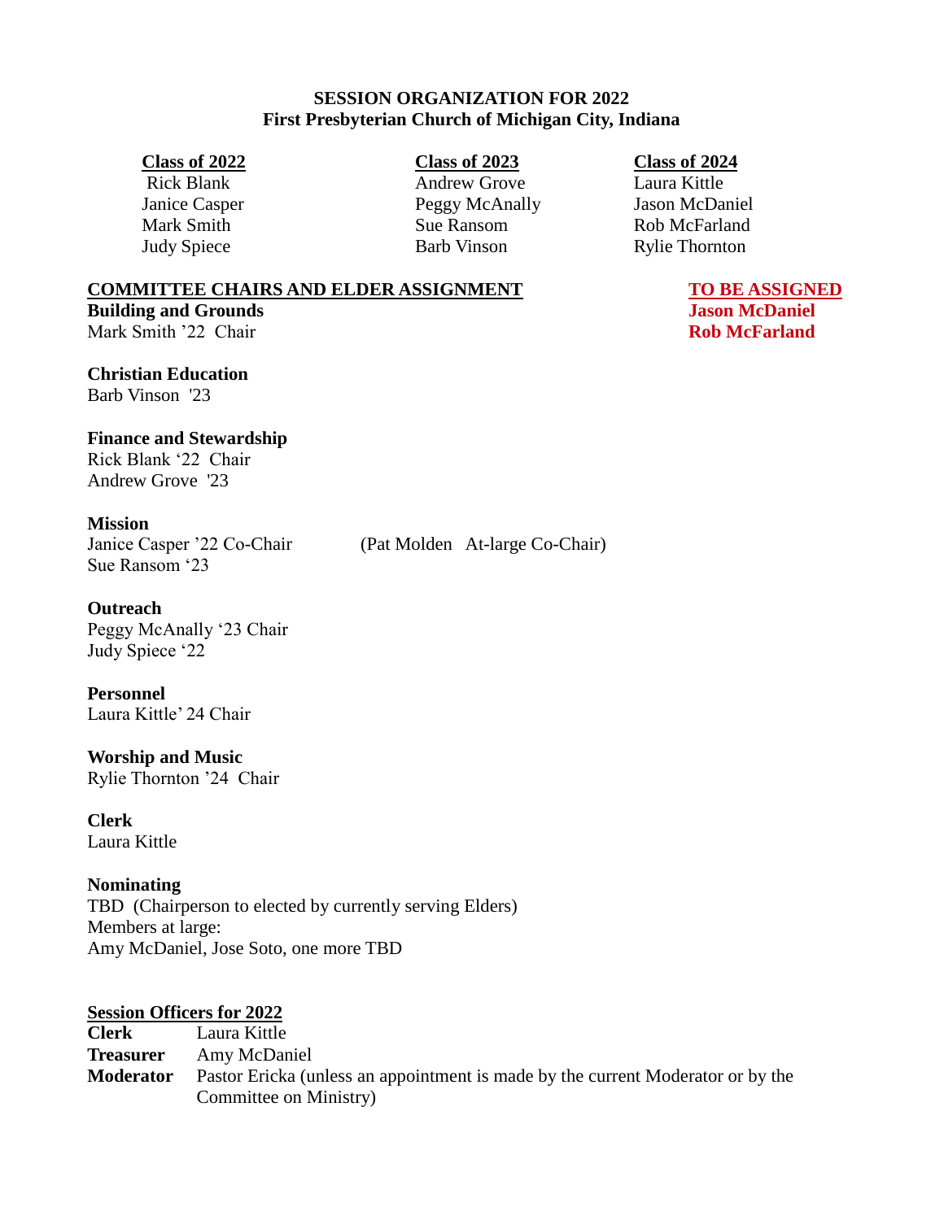# SESSION ORGANIZATION FOR 2022
## First Presbyterian Church of Michigan City, Indiana

| Class of 2022 | Class of 2023 | Class of 2024 |
|---|---|---|
| Rick Blank | Andrew Grove | Laura Kittle |
| Janice Casper | Peggy McAnally | Jason McDaniel |
| Mark Smith | Sue Ransom | Rob McFarland |
| Judy Spiece | Barb Vinson | Rylie Thornton |

**COMMITTEE CHAIRS AND ELDER ASSIGNMENT**

**TO BE ASSIGNED**
**Jason McDaniel**
**Rob McFarland**

**Building and Grounds**
Mark Smith '22 Chair

**Christian Education**
Barb Vinson '23

**Finance and Stewardship**
Rick Blank '22 Chair
Andrew Grove '23

**Mission**
Janice Casper '22 Co-Chair (Pat Molden At-large Co-Chair)
Sue Ransom '23

**Outreach**
Peggy McAnally '23 Chair
Judy Spiece '22

**Personnel**
Laura Kittle' 24 Chair

**Worship and Music**
Rylie Thornton '24 Chair

**Clerk**
Laura Kittle

**Nominating**
TBD (Chairperson to elected by currently serving Elders)
Members at large:
Amy McDaniel, Jose Soto, one more TBD

**Session Officers for 2022**

**Clerk** Laura Kittle
**Treasurer** Amy McDaniel
**Moderator** Pastor Ericka (unless an appointment is made by the current Moderator or by the Committee on Ministry)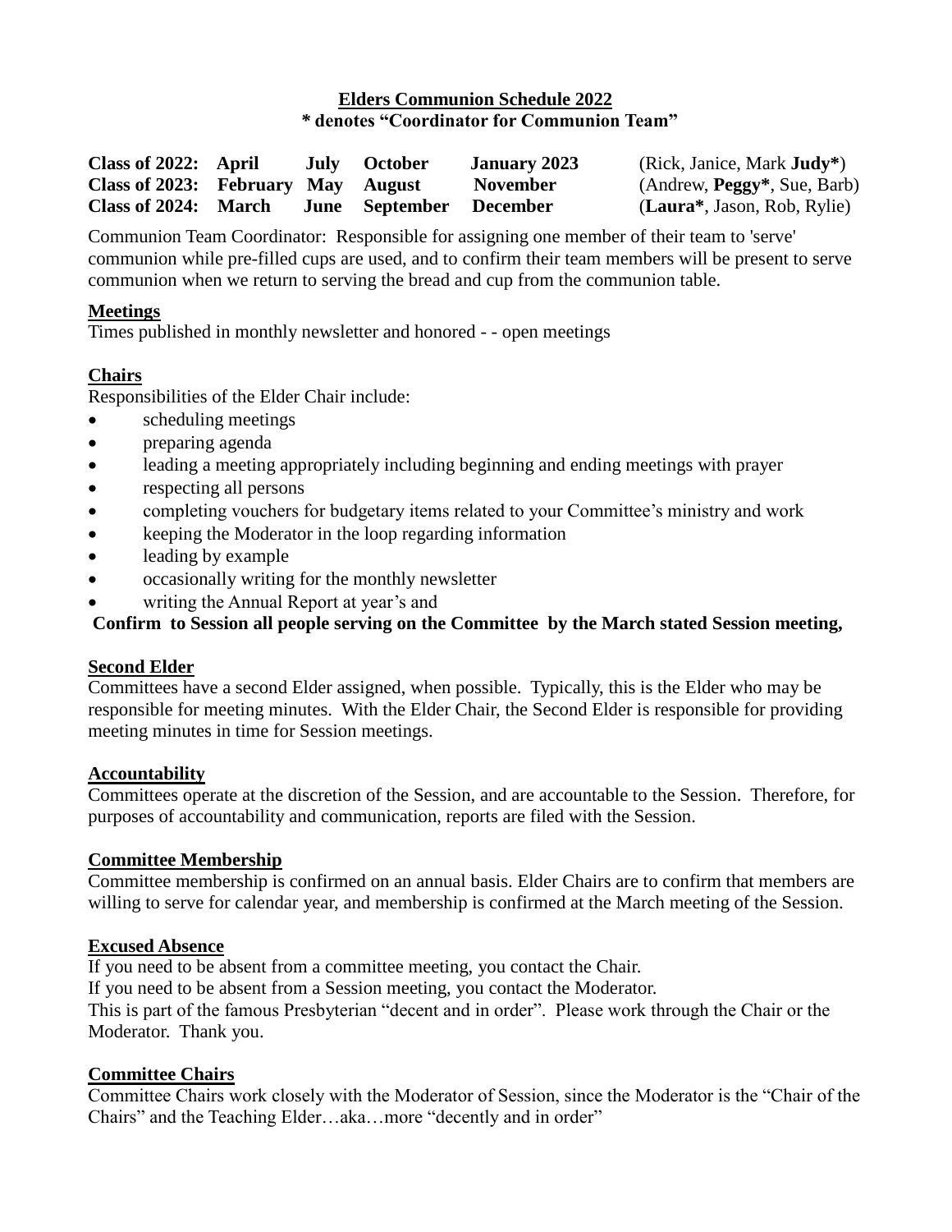## Elders Communion Schedule 2022

**\* denotes "Coordinator for Communion Team"**

| | | | | | |
|---|---|---|---|---|---|
| **Class of 2022:** | **April** | **July** | **October** | **January 2023** | (Rick, Janice, Mark **Judy***) |
| **Class of 2023:** | **February** | **May** | **August** | **November** | (Andrew, **Peggy***, Sue, Barb) |
| **Class of 2024:** | **March** | **June** | **September** | **December** | (**Laura***, Jason, Rob, Rylie) |

Communion Team Coordinator: Responsible for assigning one member of their team to 'serve' communion while pre-filled cups are used, and to confirm their team members will be present to serve communion when we return to serving the bread and cup from the communion table.

### Meetings

Times published in monthly newsletter and honored - - open meetings

### Chairs

Responsibilities of the Elder Chair include:

- scheduling meetings
- preparing agenda
- leading a meeting appropriately including beginning and ending meetings with prayer
- respecting all persons
- completing vouchers for budgetary items related to your Committee's ministry and work
- keeping the Moderator in the loop regarding information
- leading by example
- occasionally writing for the monthly newsletter
- writing the Annual Report at year's and

**Confirm to Session all people serving on the Committee by the March stated Session meeting,**

### Second Elder

Committees have a second Elder assigned, when possible. Typically, this is the Elder who may be responsible for meeting minutes. With the Elder Chair, the Second Elder is responsible for providing meeting minutes in time for Session meetings.

### Accountability

Committees operate at the discretion of the Session, and are accountable to the Session. Therefore, for purposes of accountability and communication, reports are filed with the Session.

### Committee Membership

Committee membership is confirmed on an annual basis. Elder Chairs are to confirm that members are willing to serve for calendar year, and membership is confirmed at the March meeting of the Session.

### Excused Absence

If you need to be absent from a committee meeting, you contact the Chair.
If you need to be absent from a Session meeting, you contact the Moderator.
This is part of the famous Presbyterian "decent and in order". Please work through the Chair or the Moderator. Thank you.

### Committee Chairs

Committee Chairs work closely with the Moderator of Session, since the Moderator is the "Chair of the Chairs" and the Teaching Elder…aka…more "decently and in order"